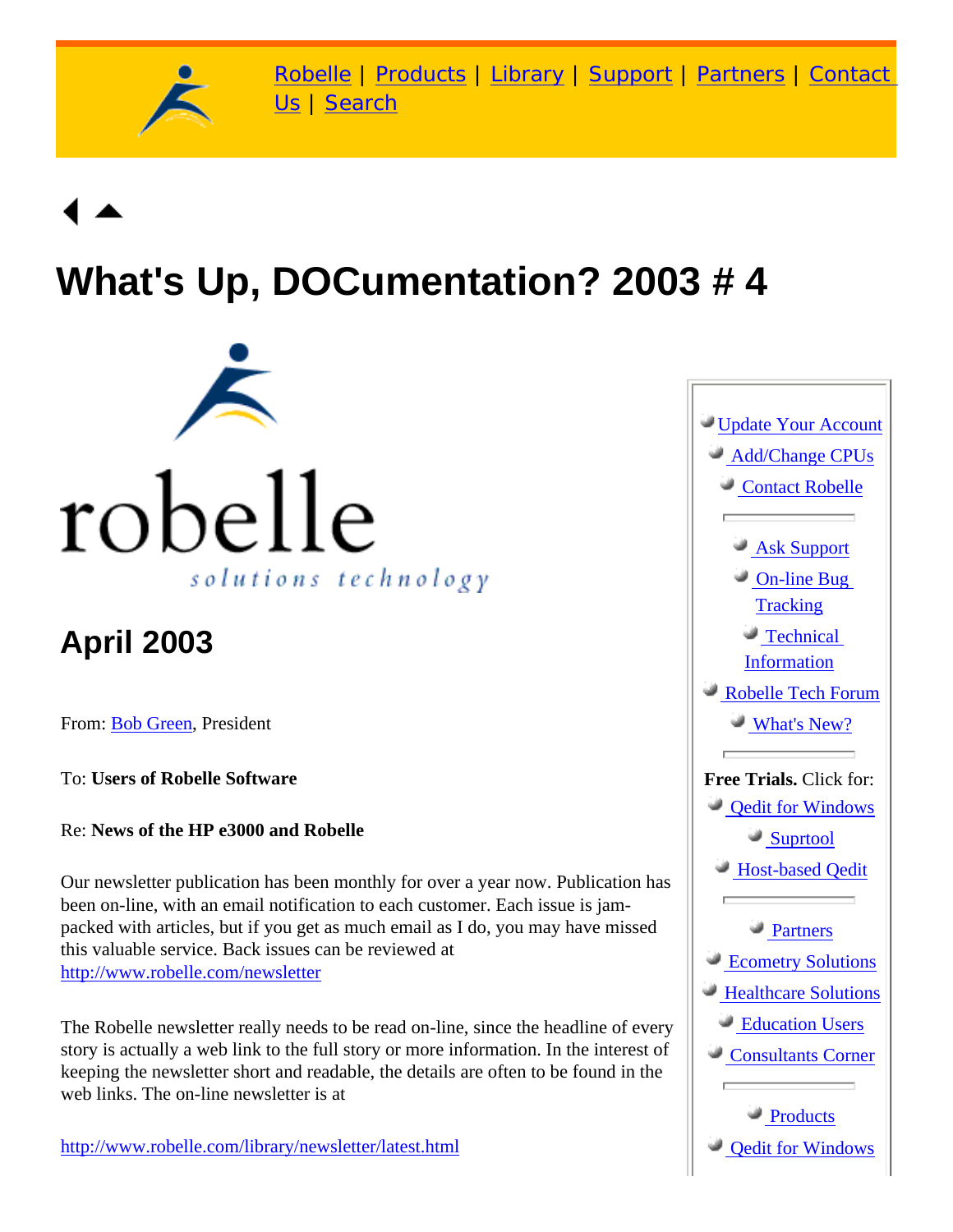Robelle | Products | Library | Support | Partners | Contact Us | Search

# What's Up, DOCumentation? 2003 # 4

robelle

*solutions technology*

## April 2003

From: Bob Green, President

To: **Users of Robelle Software**

Re: **News of the HP e3000 and Robelle**

Our newsletter publication has been monthly for over a year now. Publication has been on-line, with an email notification to each customer. Each issue is jam-packed with articles, but if you get as much email as I do, you may have missed this valuable service. Back issues can be reviewed at http://www.robelle.com/newsletter

The Robelle newsletter really needs to be read on-line, since the headline of every story is actually a web link to the full story or more information. In the interest of keeping the newsletter short and readable, the details are often to be found in the web links. The on-line newsletter is at

http://www.robelle.com/library/newsletter/latest.html

- Update Your Account
- Add/Change CPUs
- Contact Robelle

---

- Ask Support
- On-line Bug Tracking
- Technical Information
- Robelle Tech Forum
- What's New?

---

**Free Trials.** Click for:

- Qedit for Windows
- Suprtool
- Host-based Qedit

---

- Partners
- Ecometry Solutions
- Healthcare Solutions
- Education Users
- Consultants Corner

---

- Products
- Qedit for Windows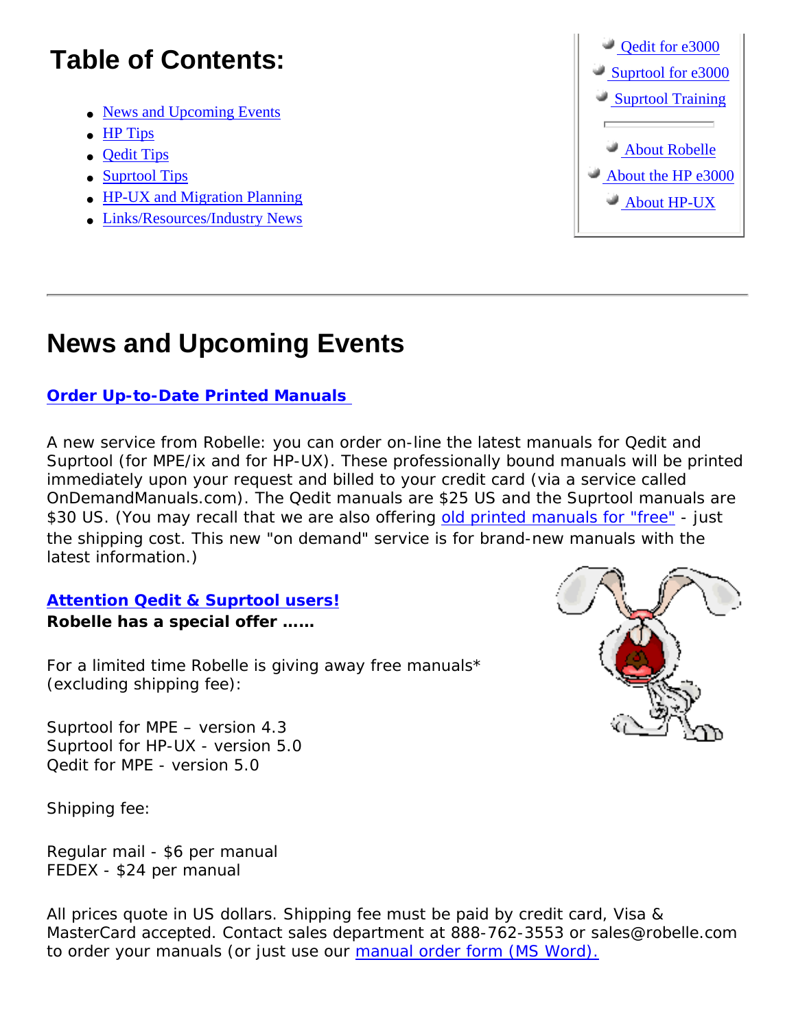## Table of Contents:

- News and Upcoming Events
- HP Tips
- Qedit Tips
- Suprtool Tips
- HP-UX and Migration Planning
- Links/Resources/Industry News

- Qedit for e3000
- Suprtool for e3000
- Suprtool Training

- About Robelle
- About the HP e3000
- About HP-UX

---

# News and Upcoming Events

**Order Up-to-Date Printed Manuals**

A new service from Robelle: you can order on-line the latest manuals for Qedit and Suprtool (for MPE/ix and for HP-UX). These professionally bound manuals will be printed immediately upon your request and billed to your credit card (via a service called OnDemandManuals.com). The Qedit manuals are $25 US and the Suprtool manuals are $30 US. (You may recall that we are also offering old printed manuals for "free" - just the shipping cost. This new "on demand" service is for brand-new manuals with the latest information.)

**Attention Qedit & Suprtool users!**
**Robelle has a special offer ……**

For a limited time Robelle is giving away free manuals*
(excluding shipping fee):

Suprtool for MPE – version 4.3
Suprtool for HP-UX - version 5.0
Qedit for MPE - version 5.0

Shipping fee:

Regular mail - $6 per manual
FEDEX - $24 per manual

All prices quote in US dollars. Shipping fee must be paid by credit card, Visa & MasterCard accepted. Contact sales department at 888-762-3553 or sales@robelle.com to order your manuals (or just use our manual order form (MS Word).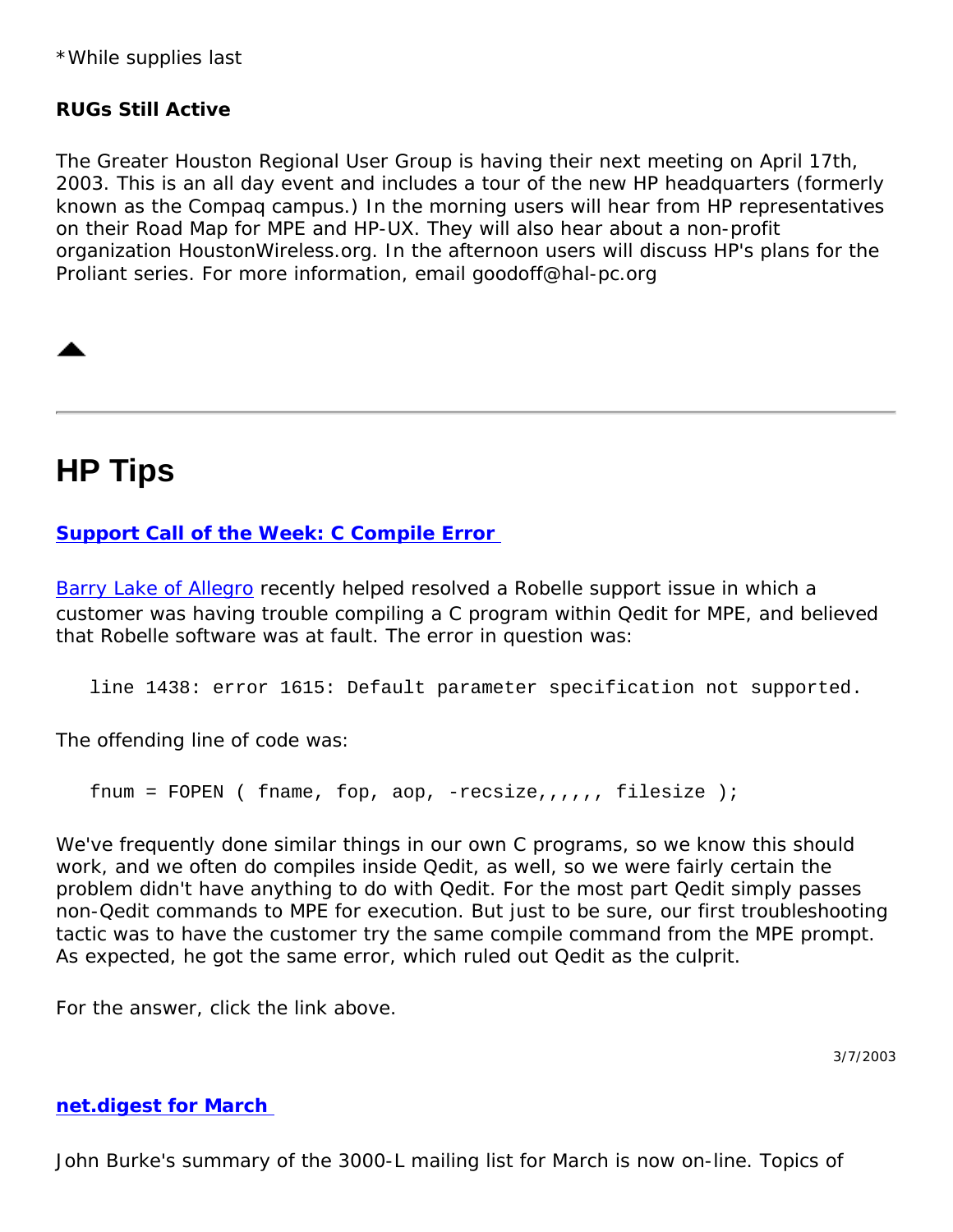*While supplies last

**RUGs Still Active**

The Greater Houston Regional User Group is having their next meeting on April 17th, 2003. This is an all day event and includes a tour of the new HP headquarters (formerly known as the Compaq campus.) In the morning users will hear from HP representatives on their Road Map for MPE and HP-UX. They will also hear about a non-profit organization HoustonWireless.org. In the afternoon users will discuss HP's plans for the Proliant series. For more information, email goodoff@hal-pc.org

▲

---

# HP Tips

**Support Call of the Week: C Compile Error**

Barry Lake of Allegro recently helped resolved a Robelle support issue in which a customer was having trouble compiling a C program within Qedit for MPE, and believed that Robelle software was at fault. The error in question was:

```
line 1438: error 1615: Default parameter specification not supported.
```

The offending line of code was:

```
fnum = FOPEN ( fname, fop, aop, -recsize,,,,,, filesize );
```

We've frequently done similar things in our own C programs, so we know this should work, and we often do compiles inside Qedit, as well, so we were fairly certain the problem didn't have anything to do with Qedit. For the most part Qedit simply passes non-Qedit commands to MPE for execution. But just to be sure, our first troubleshooting tactic was to have the customer try the same compile command from the MPE prompt. As expected, he got the same error, which ruled out Qedit as the culprit.

For the answer, click the link above.

3/7/2003

**net.digest for March**

John Burke's summary of the 3000-L mailing list for March is now on-line. Topics of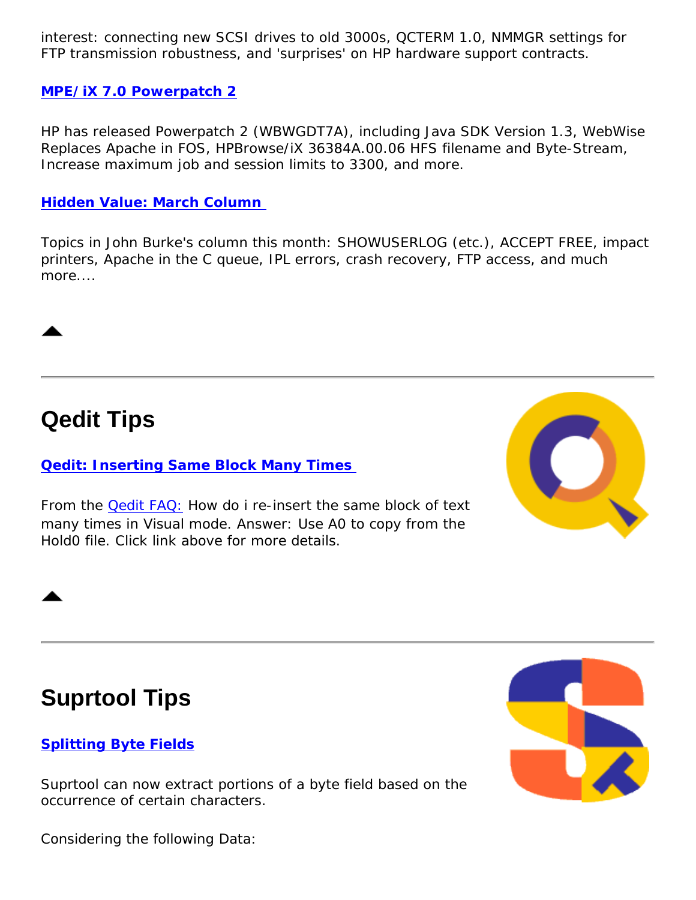interest: connecting new SCSI drives to old 3000s, QCTERM 1.0, NMMGR settings for FTP transmission robustness, and 'surprises' on HP hardware support contracts.

**MPE/iX 7.0 Powerpatch 2**

HP has released Powerpatch 2 (WBWGDT7A), including Java SDK Version 1.3, WebWise Replaces Apache in FOS, HPBrowse/iX 36384A.00.06 HFS filename and Byte-Stream, Increase maximum job and session limits to 3300, and more.

**Hidden Value: March Column**

Topics in John Burke's column this month: SHOWUSERLOG (etc.), ACCEPT FREE, impact printers, Apache in the C queue, IPL errors, crash recovery, FTP access, and much more....

---

## Qedit Tips

**Qedit: Inserting Same Block Many Times**

From the Qedit FAQ: How do i re-insert the same block of text many times in Visual mode. Answer: Use A0 to copy from the Hold0 file. Click link above for more details.

---

## Suprtool Tips

**Splitting Byte Fields**

Suprtool can now extract portions of a byte field based on the occurrence of certain characters.

Considering the following Data: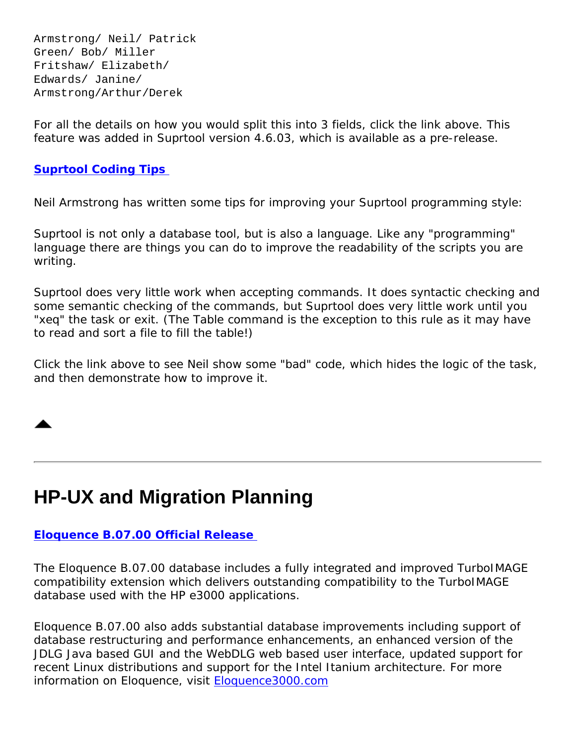```
Armstrong/ Neil/ Patrick
Green/ Bob/ Miller
Fritshaw/ Elizabeth/
Edwards/ Janine/
Armstrong/Arthur/Derek
```

For all the details on how you would split this into 3 fields, click the link above. This feature was added in Suprtool version 4.6.03, which is available as a pre-release.

**Suprtool Coding Tips**

Neil Armstrong has written some tips for improving your Suprtool programming style:

Suprtool is not only a database tool, but is also a language. Like any "programming" language there are things you can do to improve the readability of the scripts you are writing.

Suprtool does very little work when accepting commands. It does syntactic checking and some semantic checking of the commands, but Suprtool does very little work until you "xeq" the task or exit. (The Table command is the exception to this rule as it may have to read and sort a file to fill the table!)

Click the link above to see Neil show some "bad" code, which hides the logic of the task, and then demonstrate how to improve it.

---

# HP-UX and Migration Planning

**Eloquence B.07.00 Official Release**

The Eloquence B.07.00 database includes a fully integrated and improved TurboIMAGE compatibility extension which delivers outstanding compatibility to the TurboIMAGE database used with the HP e3000 applications.

Eloquence B.07.00 also adds substantial database improvements including support of database restructuring and performance enhancements, an enhanced version of the JDLG Java based GUI and the WebDLG web based user interface, updated support for recent Linux distributions and support for the Intel Itanium architecture. For more information on Eloquence, visit Eloquence3000.com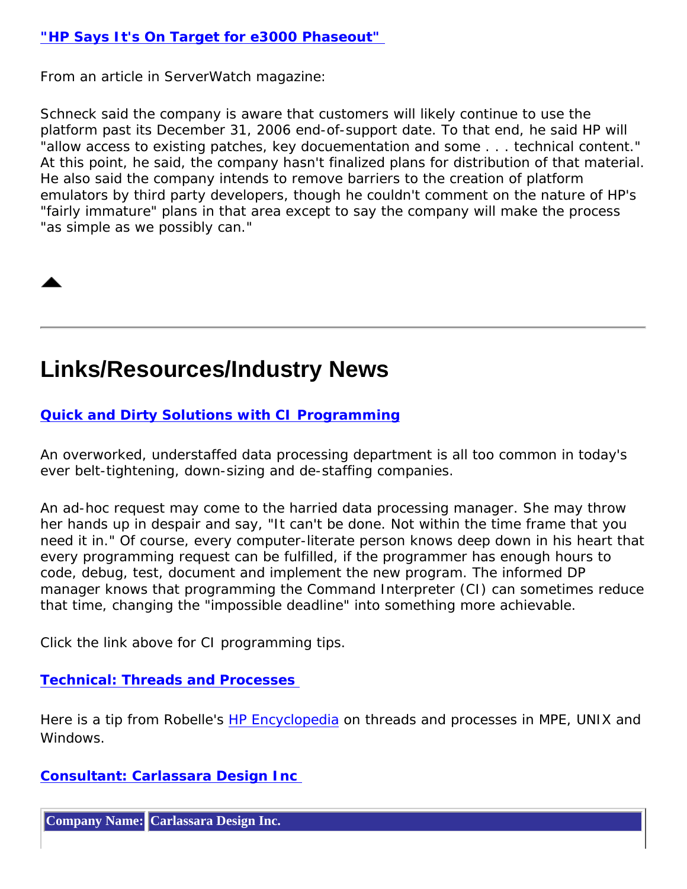**"HP Says It's On Target for e3000 Phaseout"**

From an article in ServerWatch magazine:

Schneck said the company is aware that customers will likely continue to use the platform past its December 31, 2006 end-of-support date. To that end, he said HP will "allow access to existing patches, key docuementation and some . . . technical content." At this point, he said, the company hasn't finalized plans for distribution of that material. He also said the company intends to remove barriers to the creation of platform emulators by third party developers, though he couldn't comment on the nature of HP's "fairly immature" plans in that area except to say the company will make the process "as simple as we possibly can."

---

## Links/Resources/Industry News

**Quick and Dirty Solutions with CI Programming**

An overworked, understaffed data processing department is all too common in today's ever belt-tightening, down-sizing and de-staffing companies.

An ad-hoc request may come to the harried data processing manager. She may throw her hands up in despair and say, "It can't be done. Not within the time frame that you need it in." Of course, every computer-literate person knows deep down in his heart that every programming request can be fulfilled, if the programmer has enough hours to code, debug, test, document and implement the new program. The informed DP manager knows that programming the Command Interpreter (CI) can sometimes reduce that time, changing the "impossible deadline" into something more achievable.

Click the link above for CI programming tips.

**Technical: Threads and Processes**

Here is a tip from Robelle's HP Encyclopedia on threads and processes in MPE, UNIX and Windows.

**Consultant: Carlassara Design Inc**

| **Company Name:** | **Carlassara Design Inc.** |
| --- | --- |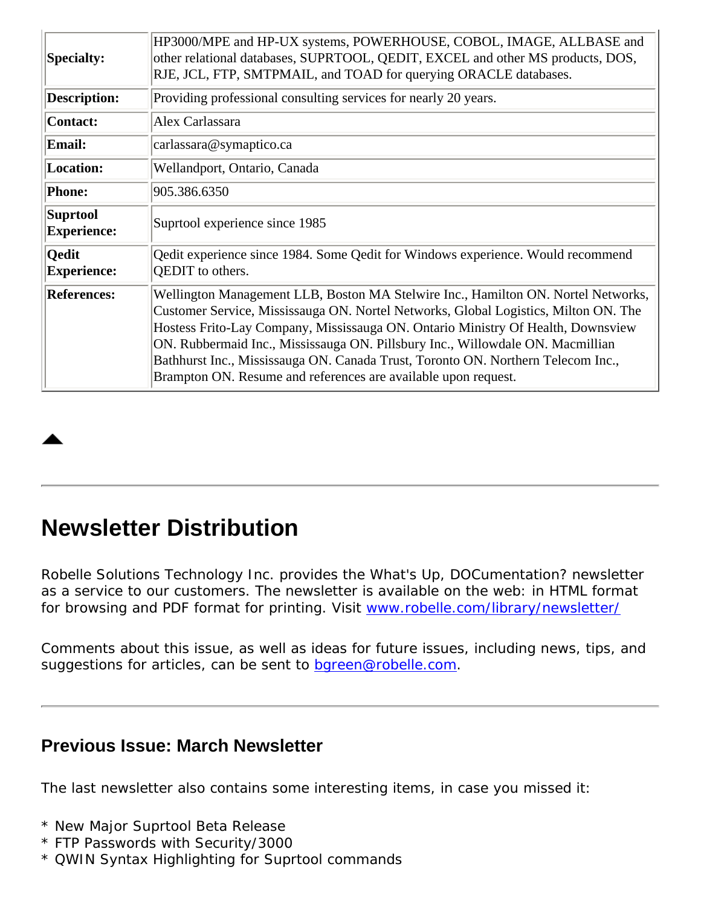| | |
|---|---|
| **Specialty:** | HP3000/MPE and HP-UX systems, POWERHOUSE, COBOL, IMAGE, ALLBASE and other relational databases, SUPRTOOL, QEDIT, EXCEL and other MS products, DOS, RJE, JCL, FTP, SMTPMAIL, and TOAD for querying ORACLE databases. |
| **Description:** | Providing professional consulting services for nearly 20 years. |
| **Contact:** | Alex Carlassara |
| **Email:** | carlassara@symaptico.ca |
| **Location:** | Wellandport, Ontario, Canada |
| **Phone:** | 905.386.6350 |
| **Suprtool Experience:** | Suprtool experience since 1985 |
| **Qedit Experience:** | Qedit experience since 1984. Some Qedit for Windows experience. Would recommend QEDIT to others. |
| **References:** | Wellington Management LLB, Boston MA Stelwire Inc., Hamilton ON. Nortel Networks, Customer Service, Mississauga ON. Nortel Networks, Global Logistics, Milton ON. The Hostess Frito-Lay Company, Mississauga ON. Ontario Ministry Of Health, Downsview ON. Rubbermaid Inc., Mississauga ON. Pillsbury Inc., Willowdale ON. Macmillian Bathhurst Inc., Mississauga ON. Canada Trust, Toronto ON. Northern Telecom Inc., Brampton ON. Resume and references are available upon request. |

---

# Newsletter Distribution

Robelle Solutions Technology Inc. provides the What's Up, DOCumentation? newsletter as a service to our customers. The newsletter is available on the web: in HTML format for browsing and PDF format for printing. Visit www.robelle.com/library/newsletter/

Comments about this issue, as well as ideas for future issues, including news, tips, and suggestions for articles, can be sent to bgreen@robelle.com.

---

## Previous Issue: March Newsletter

The last newsletter also contains some interesting items, in case you missed it:

* New Major Suprtool Beta Release
* FTP Passwords with Security/3000
* QWIN Syntax Highlighting for Suprtool commands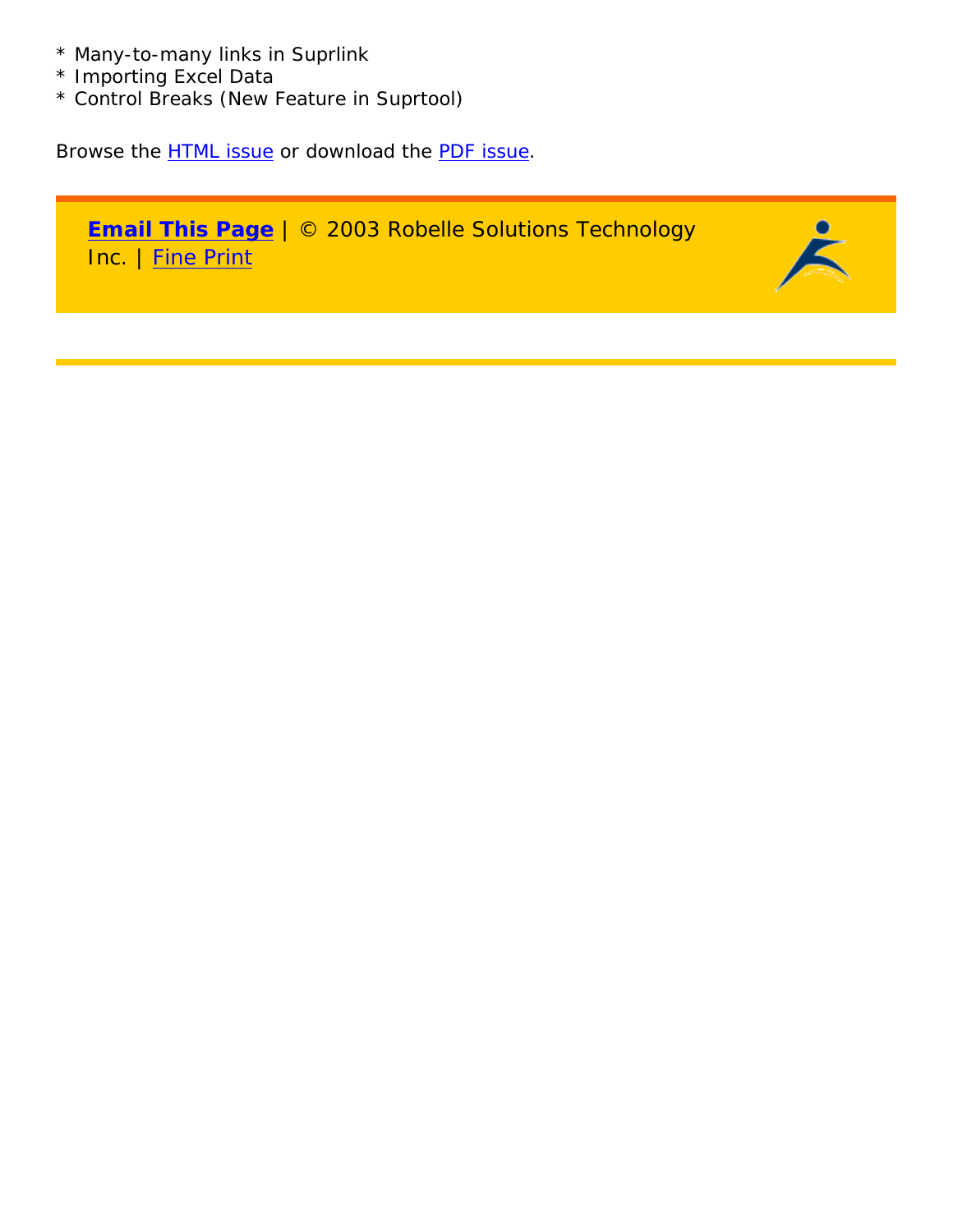* Many-to-many links in Suprlink
* Importing Excel Data
* Control Breaks (New Feature in Suprtool)

Browse the HTML issue or download the PDF issue.

**Email This Page** | © 2003 Robelle Solutions Technology Inc. | Fine Print